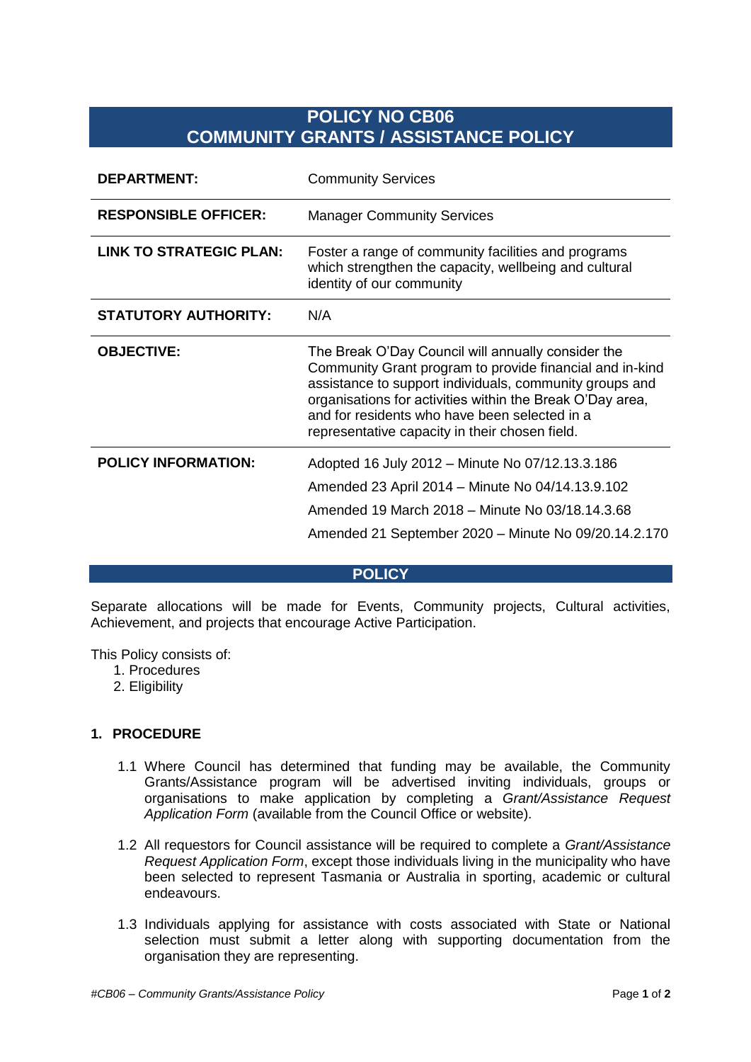# POLICY NO CB06
# COMMUNITY GRANTS / ASSISTANCE POLICY

| | |
|---|---|
| **DEPARTMENT:** | Community Services |
| **RESPONSIBLE OFFICER:** | Manager Community Services |
| **LINK TO STRATEGIC PLAN:** | Foster a range of community facilities and programs which strengthen the capacity, wellbeing and cultural identity of our community |
| **STATUTORY AUTHORITY:** | N/A |
| **OBJECTIVE:** | The Break O'Day Council will annually consider the Community Grant program to provide financial and in-kind assistance to support individuals, community groups and organisations for activities within the Break O'Day area, and for residents who have been selected in a representative capacity in their chosen field. |
| **POLICY INFORMATION:** | Adopted 16 July 2012 – Minute No 07/12.13.3.186<br>Amended 23 April 2014 – Minute No 04/14.13.9.102<br>Amended 19 March 2018 – Minute No 03/18.14.3.68<br>Amended 21 September 2020 – Minute No 09/20.14.2.170 |

## POLICY

Separate allocations will be made for Events, Community projects, Cultural activities, Achievement, and projects that encourage Active Participation.

This Policy consists of:

1. Procedures
2. Eligibility

### 1. PROCEDURE

1.1 Where Council has determined that funding may be available, the Community Grants/Assistance program will be advertised inviting individuals, groups or organisations to make application by completing a *Grant/Assistance Request Application Form* (available from the Council Office or website).

1.2 All requestors for Council assistance will be required to complete a *Grant/Assistance Request Application Form*, except those individuals living in the municipality who have been selected to represent Tasmania or Australia in sporting, academic or cultural endeavours.

1.3 Individuals applying for assistance with costs associated with State or National selection must submit a letter along with supporting documentation from the organisation they are representing.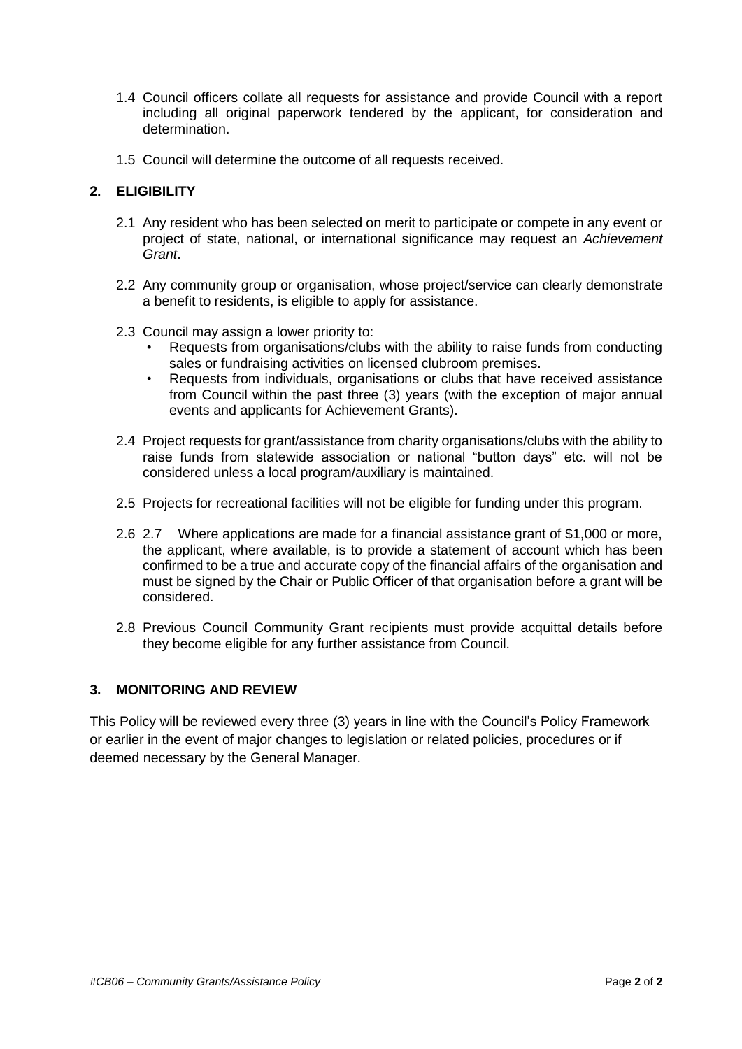1.4 Council officers collate all requests for assistance and provide Council with a report including all original paperwork tendered by the applicant, for consideration and determination.

1.5 Council will determine the outcome of all requests received.

## 2. ELIGIBILITY

2.1 Any resident who has been selected on merit to participate or compete in any event or project of state, national, or international significance may request an *Achievement Grant*.

2.2 Any community group or organisation, whose project/service can clearly demonstrate a benefit to residents, is eligible to apply for assistance.

2.3 Council may assign a lower priority to:

- Requests from organisations/clubs with the ability to raise funds from conducting sales or fundraising activities on licensed clubroom premises.
- Requests from individuals, organisations or clubs that have received assistance from Council within the past three (3) years (with the exception of major annual events and applicants for Achievement Grants).

2.4 Project requests for grant/assistance from charity organisations/clubs with the ability to raise funds from statewide association or national "button days" etc. will not be considered unless a local program/auxiliary is maintained.

2.5 Projects for recreational facilities will not be eligible for funding under this program.

2.6 2.7 Where applications are made for a financial assistance grant of $1,000 or more, the applicant, where available, is to provide a statement of account which has been confirmed to be a true and accurate copy of the financial affairs of the organisation and must be signed by the Chair or Public Officer of that organisation before a grant will be considered.

2.8 Previous Council Community Grant recipients must provide acquittal details before they become eligible for any further assistance from Council.

## 3. MONITORING AND REVIEW

This Policy will be reviewed every three (3) years in line with the Council's Policy Framework or earlier in the event of major changes to legislation or related policies, procedures or if deemed necessary by the General Manager.